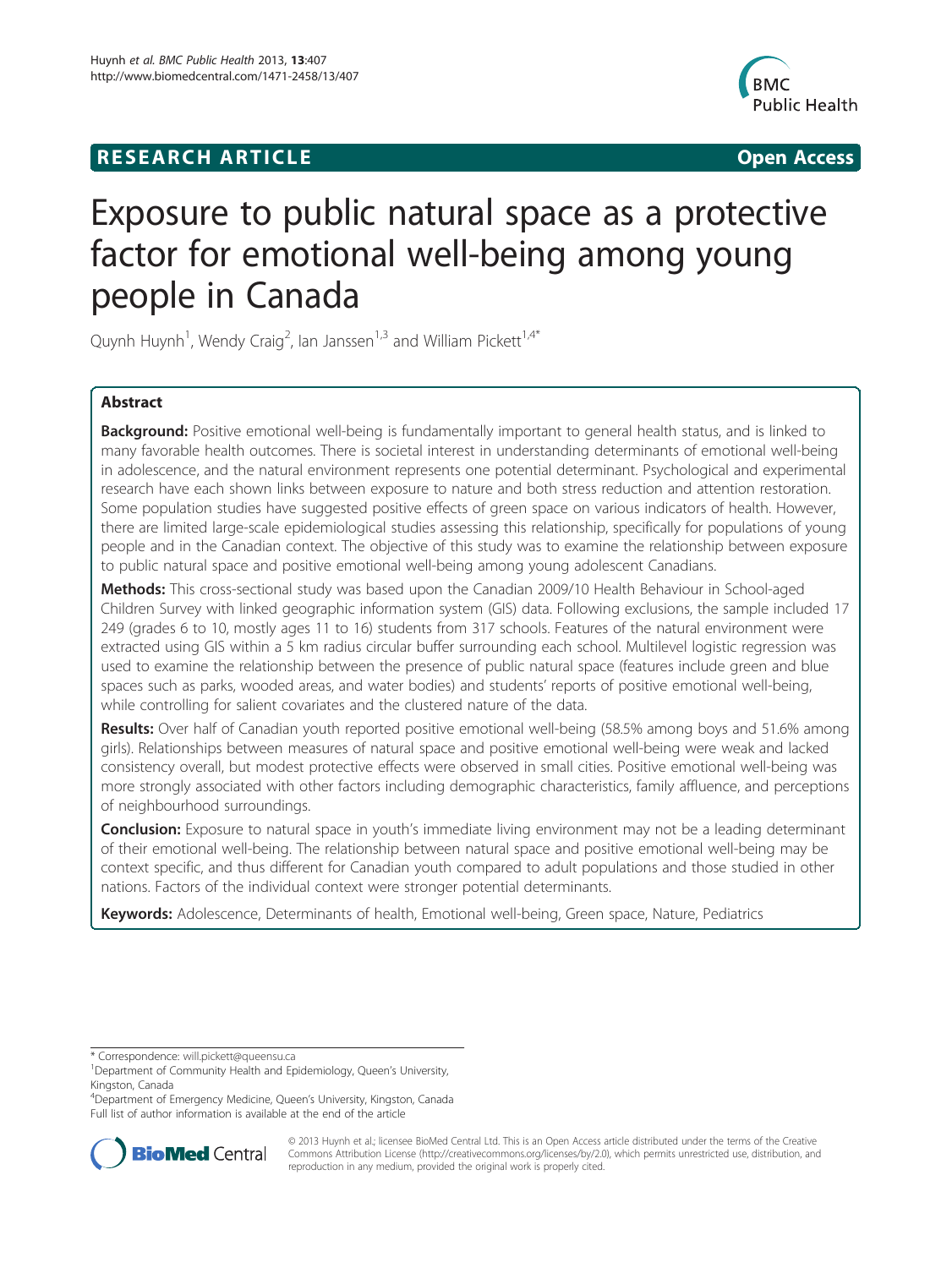**RESEARCH ARTICLE** **Open Access**

# Exposure to public natural space as a protective factor for emotional well-being among young people in Canada

Quynh Huynh[1], Wendy Craig[2], Ian Janssen[1,3] and William Pickett[1,4*]

## Abstract

**Background:** Positive emotional well-being is fundamentally important to general health status, and is linked to many favorable health outcomes. There is societal interest in understanding determinants of emotional well-being in adolescence, and the natural environment represents one potential determinant. Psychological and experimental research have each shown links between exposure to nature and both stress reduction and attention restoration. Some population studies have suggested positive effects of green space on various indicators of health. However, there are limited large-scale epidemiological studies assessing this relationship, specifically for populations of young people and in the Canadian context. The objective of this study was to examine the relationship between exposure to public natural space and positive emotional well-being among young adolescent Canadians.

**Methods:** This cross-sectional study was based upon the Canadian 2009/10 Health Behaviour in School-aged Children Survey with linked geographic information system (GIS) data. Following exclusions, the sample included 17 249 (grades 6 to 10, mostly ages 11 to 16) students from 317 schools. Features of the natural environment were extracted using GIS within a 5 km radius circular buffer surrounding each school. Multilevel logistic regression was used to examine the relationship between the presence of public natural space (features include green and blue spaces such as parks, wooded areas, and water bodies) and students' reports of positive emotional well-being, while controlling for salient covariates and the clustered nature of the data.

**Results:** Over half of Canadian youth reported positive emotional well-being (58.5% among boys and 51.6% among girls). Relationships between measures of natural space and positive emotional well-being were weak and lacked consistency overall, but modest protective effects were observed in small cities. Positive emotional well-being was more strongly associated with other factors including demographic characteristics, family affluence, and perceptions of neighbourhood surroundings.

**Conclusion:** Exposure to natural space in youth's immediate living environment may not be a leading determinant of their emotional well-being. The relationship between natural space and positive emotional well-being may be context specific, and thus different for Canadian youth compared to adult populations and those studied in other nations. Factors of the individual context were stronger potential determinants.

**Keywords:** Adolescence, Determinants of health, Emotional well-being, Green space, Nature, Pediatrics

---

* Correspondence: will.pickett@queensu.ca

[1]Department of Community Health and Epidemiology, Queen's University, Kingston, Canada

[4]Department of Emergency Medicine, Queen's University, Kingston, Canada

Full list of author information is available at the end of the article

© 2013 Huynh et al.; licensee BioMed Central Ltd. This is an Open Access article distributed under the terms of the Creative Commons Attribution License (http://creativecommons.org/licenses/by/2.0), which permits unrestricted use, distribution, and reproduction in any medium, provided the original work is properly cited.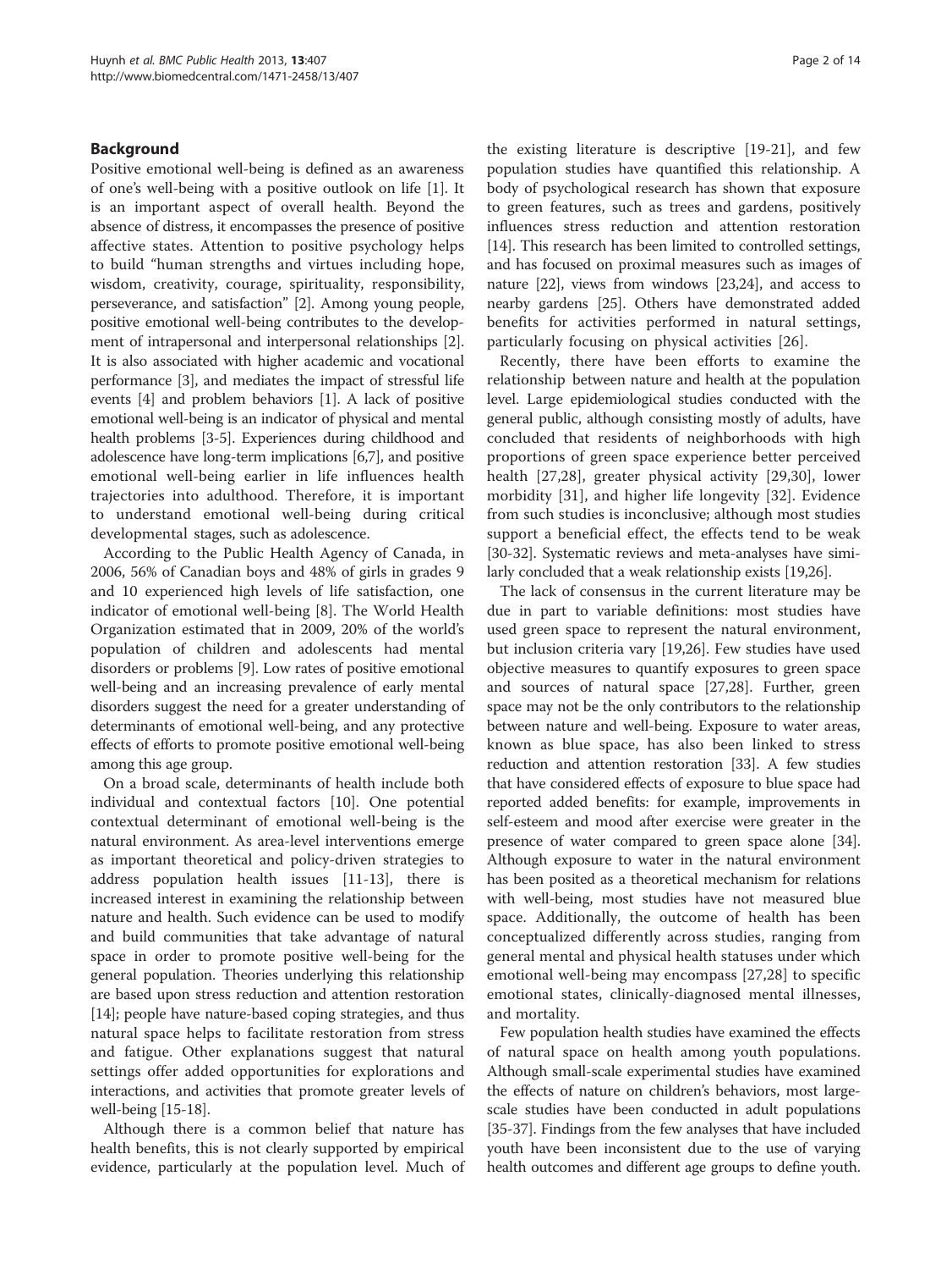## Background

Positive emotional well-being is defined as an awareness of one's well-being with a positive outlook on life [1]. It is an important aspect of overall health. Beyond the absence of distress, it encompasses the presence of positive affective states. Attention to positive psychology helps to build "human strengths and virtues including hope, wisdom, creativity, courage, spirituality, responsibility, perseverance, and satisfaction" [2]. Among young people, positive emotional well-being contributes to the development of intrapersonal and interpersonal relationships [2]. It is also associated with higher academic and vocational performance [3], and mediates the impact of stressful life events [4] and problem behaviors [1]. A lack of positive emotional well-being is an indicator of physical and mental health problems [3-5]. Experiences during childhood and adolescence have long-term implications [6,7], and positive emotional well-being earlier in life influences health trajectories into adulthood. Therefore, it is important to understand emotional well-being during critical developmental stages, such as adolescence.

According to the Public Health Agency of Canada, in 2006, 56% of Canadian boys and 48% of girls in grades 9 and 10 experienced high levels of life satisfaction, one indicator of emotional well-being [8]. The World Health Organization estimated that in 2009, 20% of the world's population of children and adolescents had mental disorders or problems [9]. Low rates of positive emotional well-being and an increasing prevalence of early mental disorders suggest the need for a greater understanding of determinants of emotional well-being, and any protective effects of efforts to promote positive emotional well-being among this age group.

On a broad scale, determinants of health include both individual and contextual factors [10]. One potential contextual determinant of emotional well-being is the natural environment. As area-level interventions emerge as important theoretical and policy-driven strategies to address population health issues [11-13], there is increased interest in examining the relationship between nature and health. Such evidence can be used to modify and build communities that take advantage of natural space in order to promote positive well-being for the general population. Theories underlying this relationship are based upon stress reduction and attention restoration [14]; people have nature-based coping strategies, and thus natural space helps to facilitate restoration from stress and fatigue. Other explanations suggest that natural settings offer added opportunities for explorations and interactions, and activities that promote greater levels of well-being [15-18].

Although there is a common belief that nature has health benefits, this is not clearly supported by empirical evidence, particularly at the population level. Much of the existing literature is descriptive [19-21], and few population studies have quantified this relationship. A body of psychological research has shown that exposure to green features, such as trees and gardens, positively influences stress reduction and attention restoration [14]. This research has been limited to controlled settings, and has focused on proximal measures such as images of nature [22], views from windows [23,24], and access to nearby gardens [25]. Others have demonstrated added benefits for activities performed in natural settings, particularly focusing on physical activities [26].

Recently, there have been efforts to examine the relationship between nature and health at the population level. Large epidemiological studies conducted with the general public, although consisting mostly of adults, have concluded that residents of neighborhoods with high proportions of green space experience better perceived health [27,28], greater physical activity [29,30], lower morbidity [31], and higher life longevity [32]. Evidence from such studies is inconclusive; although most studies support a beneficial effect, the effects tend to be weak [30-32]. Systematic reviews and meta-analyses have similarly concluded that a weak relationship exists [19,26].

The lack of consensus in the current literature may be due in part to variable definitions: most studies have used green space to represent the natural environment, but inclusion criteria vary [19,26]. Few studies have used objective measures to quantify exposures to green space and sources of natural space [27,28]. Further, green space may not be the only contributors to the relationship between nature and well-being. Exposure to water areas, known as blue space, has also been linked to stress reduction and attention restoration [33]. A few studies that have considered effects of exposure to blue space had reported added benefits: for example, improvements in self-esteem and mood after exercise were greater in the presence of water compared to green space alone [34]. Although exposure to water in the natural environment has been posited as a theoretical mechanism for relations with well-being, most studies have not measured blue space. Additionally, the outcome of health has been conceptualized differently across studies, ranging from general mental and physical health statuses under which emotional well-being may encompass [27,28] to specific emotional states, clinically-diagnosed mental illnesses, and mortality.

Few population health studies have examined the effects of natural space on health among youth populations. Although small-scale experimental studies have examined the effects of nature on children's behaviors, most large-scale studies have been conducted in adult populations [35-37]. Findings from the few analyses that have included youth have been inconsistent due to the use of varying health outcomes and different age groups to define youth.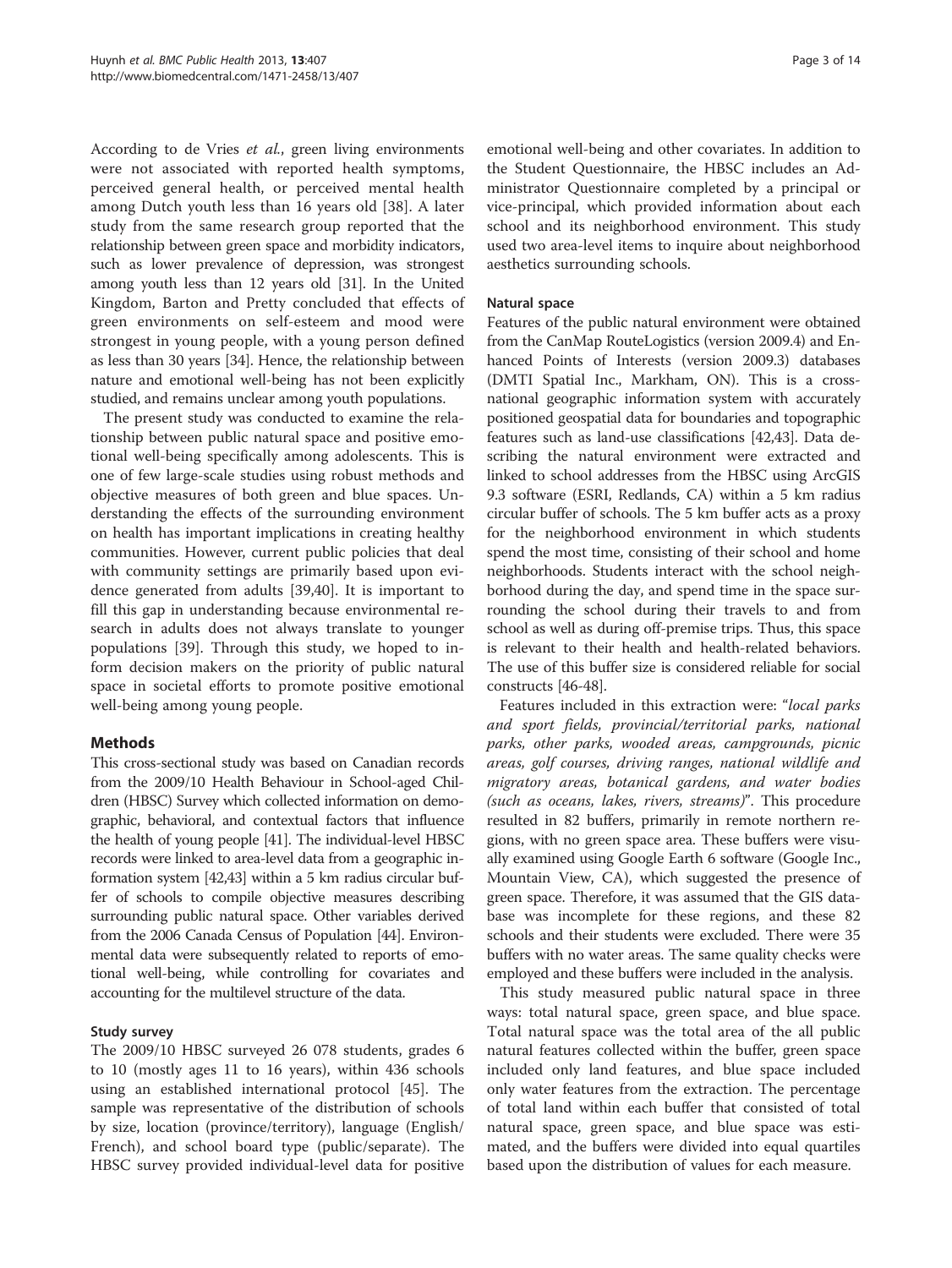According to de Vries *et al.*, green living environments were not associated with reported health symptoms, perceived general health, or perceived mental health among Dutch youth less than 16 years old [38]. A later study from the same research group reported that the relationship between green space and morbidity indicators, such as lower prevalence of depression, was strongest among youth less than 12 years old [31]. In the United Kingdom, Barton and Pretty concluded that effects of green environments on self-esteem and mood were strongest in young people, with a young person defined as less than 30 years [34]. Hence, the relationship between nature and emotional well-being has not been explicitly studied, and remains unclear among youth populations.

The present study was conducted to examine the relationship between public natural space and positive emotional well-being specifically among adolescents. This is one of few large-scale studies using robust methods and objective measures of both green and blue spaces. Understanding the effects of the surrounding environment on health has important implications in creating healthy communities. However, current public policies that deal with community settings are primarily based upon evidence generated from adults [39,40]. It is important to fill this gap in understanding because environmental research in adults does not always translate to younger populations [39]. Through this study, we hoped to inform decision makers on the priority of public natural space in societal efforts to promote positive emotional well-being among young people.

## Methods

This cross-sectional study was based on Canadian records from the 2009/10 Health Behaviour in School-aged Children (HBSC) Survey which collected information on demographic, behavioral, and contextual factors that influence the health of young people [41]. The individual-level HBSC records were linked to area-level data from a geographic information system [42,43] within a 5 km radius circular buffer of schools to compile objective measures describing surrounding public natural space. Other variables derived from the 2006 Canada Census of Population [44]. Environmental data were subsequently related to reports of emotional well-being, while controlling for covariates and accounting for the multilevel structure of the data.

### Study survey

The 2009/10 HBSC surveyed 26 078 students, grades 6 to 10 (mostly ages 11 to 16 years), within 436 schools using an established international protocol [45]. The sample was representative of the distribution of schools by size, location (province/territory), language (English/French), and school board type (public/separate). The HBSC survey provided individual-level data for positive emotional well-being and other covariates. In addition to the Student Questionnaire, the HBSC includes an Administrator Questionnaire completed by a principal or vice-principal, which provided information about each school and its neighborhood environment. This study used two area-level items to inquire about neighborhood aesthetics surrounding schools.

### Natural space

Features of the public natural environment were obtained from the CanMap RouteLogistics (version 2009.4) and Enhanced Points of Interests (version 2009.3) databases (DMTI Spatial Inc., Markham, ON). This is a cross-national geographic information system with accurately positioned geospatial data for boundaries and topographic features such as land-use classifications [42,43]. Data describing the natural environment were extracted and linked to school addresses from the HBSC using ArcGIS 9.3 software (ESRI, Redlands, CA) within a 5 km radius circular buffer of schools. The 5 km buffer acts as a proxy for the neighborhood environment in which students spend the most time, consisting of their school and home neighborhoods. Students interact with the school neighborhood during the day, and spend time in the space surrounding the school during their travels to and from school as well as during off-premise trips. Thus, this space is relevant to their health and health-related behaviors. The use of this buffer size is considered reliable for social constructs [46-48].

Features included in this extraction were: "*local parks and sport fields, provincial/territorial parks, national parks, other parks, wooded areas, campgrounds, picnic areas, golf courses, driving ranges, national wildlife and migratory areas, botanical gardens, and water bodies (such as oceans, lakes, rivers, streams)*". This procedure resulted in 82 buffers, primarily in remote northern regions, with no green space area. These buffers were visually examined using Google Earth 6 software (Google Inc., Mountain View, CA), which suggested the presence of green space. Therefore, it was assumed that the GIS database was incomplete for these regions, and these 82 schools and their students were excluded. There were 35 buffers with no water areas. The same quality checks were employed and these buffers were included in the analysis.

This study measured public natural space in three ways: total natural space, green space, and blue space. Total natural space was the total area of the all public natural features collected within the buffer, green space included only land features, and blue space included only water features from the extraction. The percentage of total land within each buffer that consisted of total natural space, green space, and blue space was estimated, and the buffers were divided into equal quartiles based upon the distribution of values for each measure.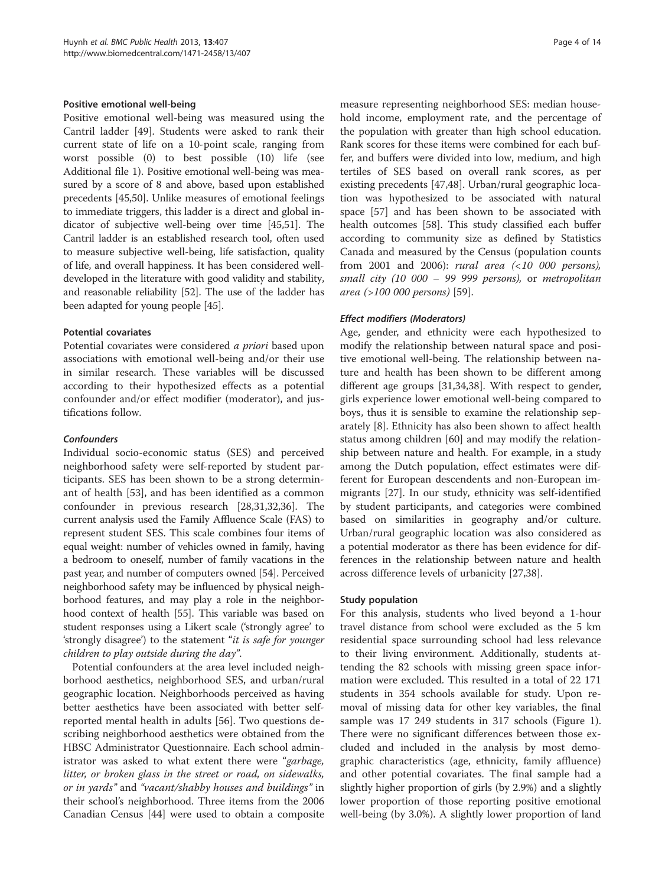### Positive emotional well-being

Positive emotional well-being was measured using the Cantril ladder [49]. Students were asked to rank their current state of life on a 10-point scale, ranging from worst possible (0) to best possible (10) life (see Additional file 1). Positive emotional well-being was measured by a score of 8 and above, based upon established precedents [45,50]. Unlike measures of emotional feelings to immediate triggers, this ladder is a direct and global indicator of subjective well-being over time [45,51]. The Cantril ladder is an established research tool, often used to measure subjective well-being, life satisfaction, quality of life, and overall happiness. It has been considered well-developed in the literature with good validity and stability, and reasonable reliability [52]. The use of the ladder has been adapted for young people [45].

### Potential covariates

Potential covariates were considered *a priori* based upon associations with emotional well-being and/or their use in similar research. These variables will be discussed according to their hypothesized effects as a potential confounder and/or effect modifier (moderator), and justifications follow.

#### *Confounders*

Individual socio-economic status (SES) and perceived neighborhood safety were self-reported by student participants. SES has been shown to be a strong determinant of health [53], and has been identified as a common confounder in previous research [28,31,32,36]. The current analysis used the Family Affluence Scale (FAS) to represent student SES. This scale combines four items of equal weight: number of vehicles owned in family, having a bedroom to oneself, number of family vacations in the past year, and number of computers owned [54]. Perceived neighborhood safety may be influenced by physical neighborhood features, and may play a role in the neighborhood context of health [55]. This variable was based on student responses using a Likert scale ('strongly agree' to 'strongly disagree') to the statement "*it is safe for younger children to play outside during the day*".

Potential confounders at the area level included neighborhood aesthetics, neighborhood SES, and urban/rural geographic location. Neighborhoods perceived as having better aesthetics have been associated with better self-reported mental health in adults [56]. Two questions describing neighborhood aesthetics were obtained from the HBSC Administrator Questionnaire. Each school administrator was asked to what extent there were "*garbage, litter, or broken glass in the street or road, on sidewalks, or in yards*" and "*vacant/shabby houses and buildings*" in their school's neighborhood. Three items from the 2006 Canadian Census [44] were used to obtain a composite measure representing neighborhood SES: median household income, employment rate, and the percentage of the population with greater than high school education. Rank scores for these items were combined for each buffer, and buffers were divided into low, medium, and high tertiles of SES based on overall rank scores, as per existing precedents [47,48]. Urban/rural geographic location was hypothesized to be associated with natural space [57] and has been shown to be associated with health outcomes [58]. This study classified each buffer according to community size as defined by Statistics Canada and measured by the Census (population counts from 2001 and 2006): *rural area (<10 000 persons), small city (10 000 – 99 999 persons),* or *metropolitan area (>100 000 persons)* [59].

#### *Effect modifiers (Moderators)*

Age, gender, and ethnicity were each hypothesized to modify the relationship between natural space and positive emotional well-being. The relationship between nature and health has been shown to be different among different age groups [31,34,38]. With respect to gender, girls experience lower emotional well-being compared to boys, thus it is sensible to examine the relationship separately [8]. Ethnicity has also been shown to affect health status among children [60] and may modify the relationship between nature and health. For example, in a study among the Dutch population, effect estimates were different for European descendents and non-European immigrants [27]. In our study, ethnicity was self-identified by student participants, and categories were combined based on similarities in geography and/or culture. Urban/rural geographic location was also considered as a potential moderator as there has been evidence for differences in the relationship between nature and health across difference levels of urbanicity [27,38].

### Study population

For this analysis, students who lived beyond a 1-hour travel distance from school were excluded as the 5 km residential space surrounding school had less relevance to their living environment. Additionally, students attending the 82 schools with missing green space information were excluded. This resulted in a total of 22 171 students in 354 schools available for study. Upon removal of missing data for other key variables, the final sample was 17 249 students in 317 schools (Figure 1). There were no significant differences between those excluded and included in the analysis by most demographic characteristics (age, ethnicity, family affluence) and other potential covariates. The final sample had a slightly higher proportion of girls (by 2.9%) and a slightly lower proportion of those reporting positive emotional well-being (by 3.0%). A slightly lower proportion of land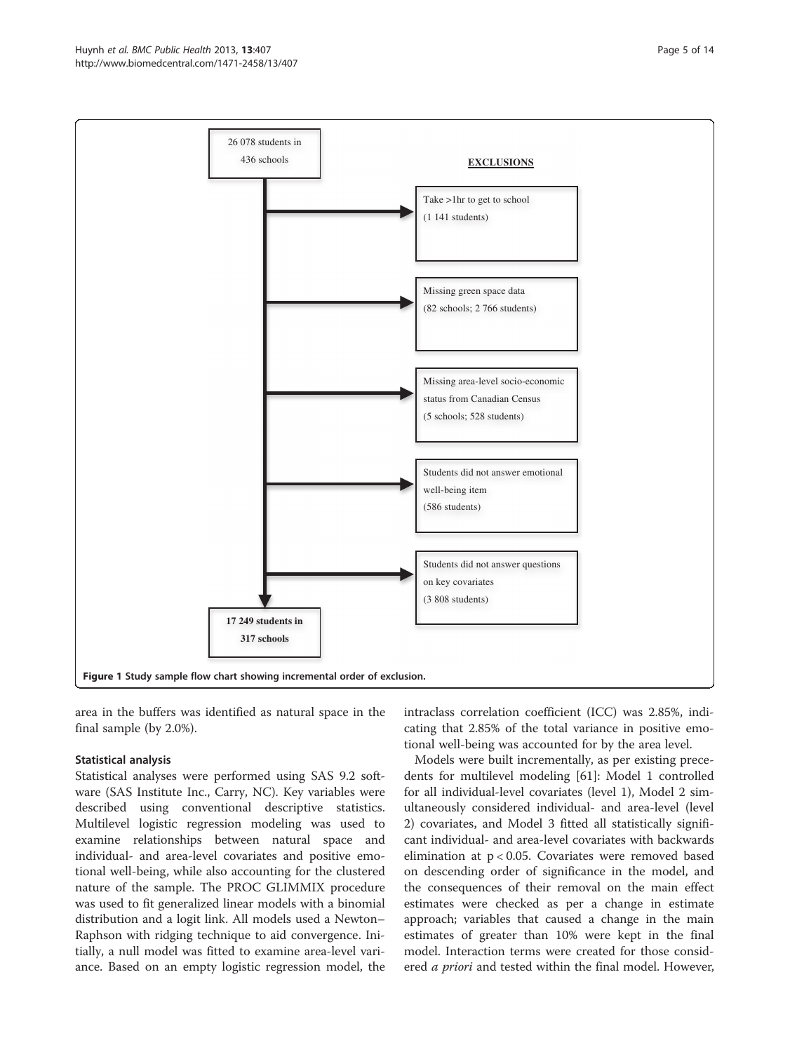26 078 students in 436 schools

**EXCLUSIONS**

- Take >1hr to get to school (1 141 students)
- Missing green space data (82 schools; 2 766 students)
- Missing area-level socio-economic status from Canadian Census (5 schools; 528 students)
- Students did not answer emotional well-being item (586 students)
- Students did not answer questions on key covariates (3 808 students)

**17 249 students in 317 schools**

**Figure 1 Study sample flow chart showing incremental order of exclusion.**

area in the buffers was identified as natural space in the final sample (by 2.0%).

### Statistical analysis

Statistical analyses were performed using SAS 9.2 software (SAS Institute Inc., Carry, NC). Key variables were described using conventional descriptive statistics. Multilevel logistic regression modeling was used to examine relationships between natural space and individual- and area-level covariates and positive emotional well-being, while also accounting for the clustered nature of the sample. The PROC GLIMMIX procedure was used to fit generalized linear models with a binomial distribution and a logit link. All models used a Newton–Raphson with ridging technique to aid convergence. Initially, a null model was fitted to examine area-level variance. Based on an empty logistic regression model, the intraclass correlation coefficient (ICC) was 2.85%, indicating that 2.85% of the total variance in positive emotional well-being was accounted for by the area level.

Models were built incrementally, as per existing precedents for multilevel modeling [61]: Model 1 controlled for all individual-level covariates (level 1), Model 2 simultaneously considered individual- and area-level (level 2) covariates, and Model 3 fitted all statistically significant individual- and area-level covariates with backwards elimination at $p < 0.05$. Covariates were removed based on descending order of significance in the model, and the consequences of their removal on the main effect estimates were checked as per a change in estimate approach; variables that caused a change in the main estimates of greater than 10% were kept in the final model. Interaction terms were created for those considered *a priori* and tested within the final model. However,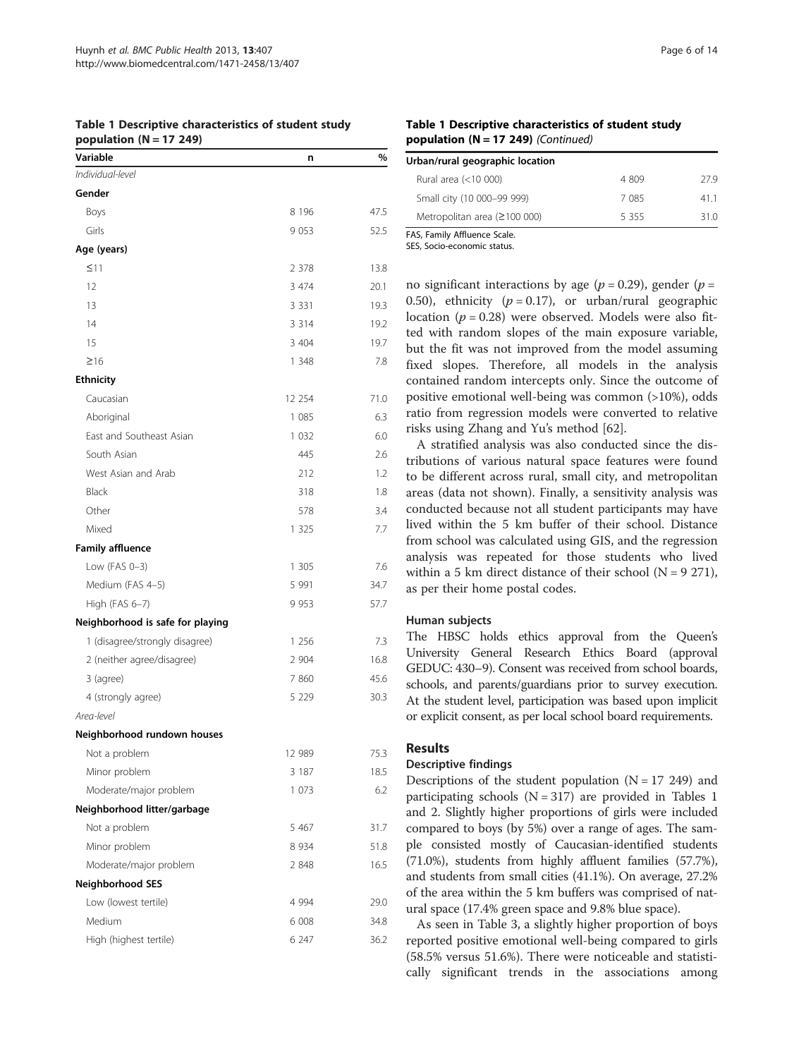**Table 1 Descriptive characteristics of student study population (N = 17 249)**

| Variable | n | % |
|---|---|---|
| *Individual-level* | | |
| **Gender** | | |
| Boys | 8 196 | 47.5 |
| Girls | 9 053 | 52.5 |
| **Age (years)** | | |
| ≤11 | 2 378 | 13.8 |
| 12 | 3 474 | 20.1 |
| 13 | 3 331 | 19.3 |
| 14 | 3 314 | 19.2 |
| 15 | 3 404 | 19.7 |
| ≥16 | 1 348 | 7.8 |
| **Ethnicity** | | |
| Caucasian | 12 254 | 71.0 |
| Aboriginal | 1 085 | 6.3 |
| East and Southeast Asian | 1 032 | 6.0 |
| South Asian | 445 | 2.6 |
| West Asian and Arab | 212 | 1.2 |
| Black | 318 | 1.8 |
| Other | 578 | 3.4 |
| Mixed | 1 325 | 7.7 |
| **Family affluence** | | |
| Low (FAS 0–3) | 1 305 | 7.6 |
| Medium (FAS 4–5) | 5 991 | 34.7 |
| High (FAS 6–7) | 9 953 | 57.7 |
| **Neighborhood is safe for playing** | | |
| 1 (disagree/strongly disagree) | 1 256 | 7.3 |
| 2 (neither agree/disagree) | 2 904 | 16.8 |
| 3 (agree) | 7 860 | 45.6 |
| 4 (strongly agree) | 5 229 | 30.3 |
| *Area-level* | | |
| **Neighborhood rundown houses** | | |
| Not a problem | 12 989 | 75.3 |
| Minor problem | 3 187 | 18.5 |
| Moderate/major problem | 1 073 | 6.2 |
| **Neighborhood litter/garbage** | | |
| Not a problem | 5 467 | 31.7 |
| Minor problem | 8 934 | 51.8 |
| Moderate/major problem | 2 848 | 16.5 |
| **Neighborhood SES** | | |
| Low (lowest tertile) | 4 994 | 29.0 |
| Medium | 6 008 | 34.8 |
| High (highest tertile) | 6 247 | 36.2 |
| **Urban/rural geographic location** | | |
| Rural area (<10 000) | 4 809 | 27.9 |
| Small city (10 000–99 999) | 7 085 | 41.1 |
| Metropolitan area (≥100 000) | 5 355 | 31.0 |

FAS, Family Affluence Scale.
SES, Socio-economic status.

no significant interactions by age ($p = 0.29$), gender ($p = 0.50$), ethnicity ($p = 0.17$), or urban/rural geographic location ($p = 0.28$) were observed. Models were also fitted with random slopes of the main exposure variable, but the fit was not improved from the model assuming fixed slopes. Therefore, all models in the analysis contained random intercepts only. Since the outcome of positive emotional well-being was common (>10%), odds ratio from regression models were converted to relative risks using Zhang and Yu's method [62].

A stratified analysis was also conducted since the distributions of various natural space features were found to be different across rural, small city, and metropolitan areas (data not shown). Finally, a sensitivity analysis was conducted because not all student participants may have lived within the 5 km buffer of their school. Distance from school was calculated using GIS, and the regression analysis was repeated for those students who lived within a 5 km direct distance of their school (N = 9 271), as per their home postal codes.

### Human subjects

The HBSC holds ethics approval from the Queen's University General Research Ethics Board (approval GEDUC: 430–9). Consent was received from school boards, schools, and parents/guardians prior to survey execution. At the student level, participation was based upon implicit or explicit consent, as per local school board requirements.

## Results

### Descriptive findings

Descriptions of the student population (N = 17 249) and participating schools (N = 317) are provided in Tables 1 and 2. Slightly higher proportions of girls were included compared to boys (by 5%) over a range of ages. The sample consisted mostly of Caucasian-identified students (71.0%), students from highly affluent families (57.7%), and students from small cities (41.1%). On average, 27.2% of the area within the 5 km buffers was comprised of natural space (17.4% green space and 9.8% blue space).

As seen in Table 3, a slightly higher proportion of boys reported positive emotional well-being compared to girls (58.5% versus 51.6%). There were noticeable and statistically significant trends in the associations among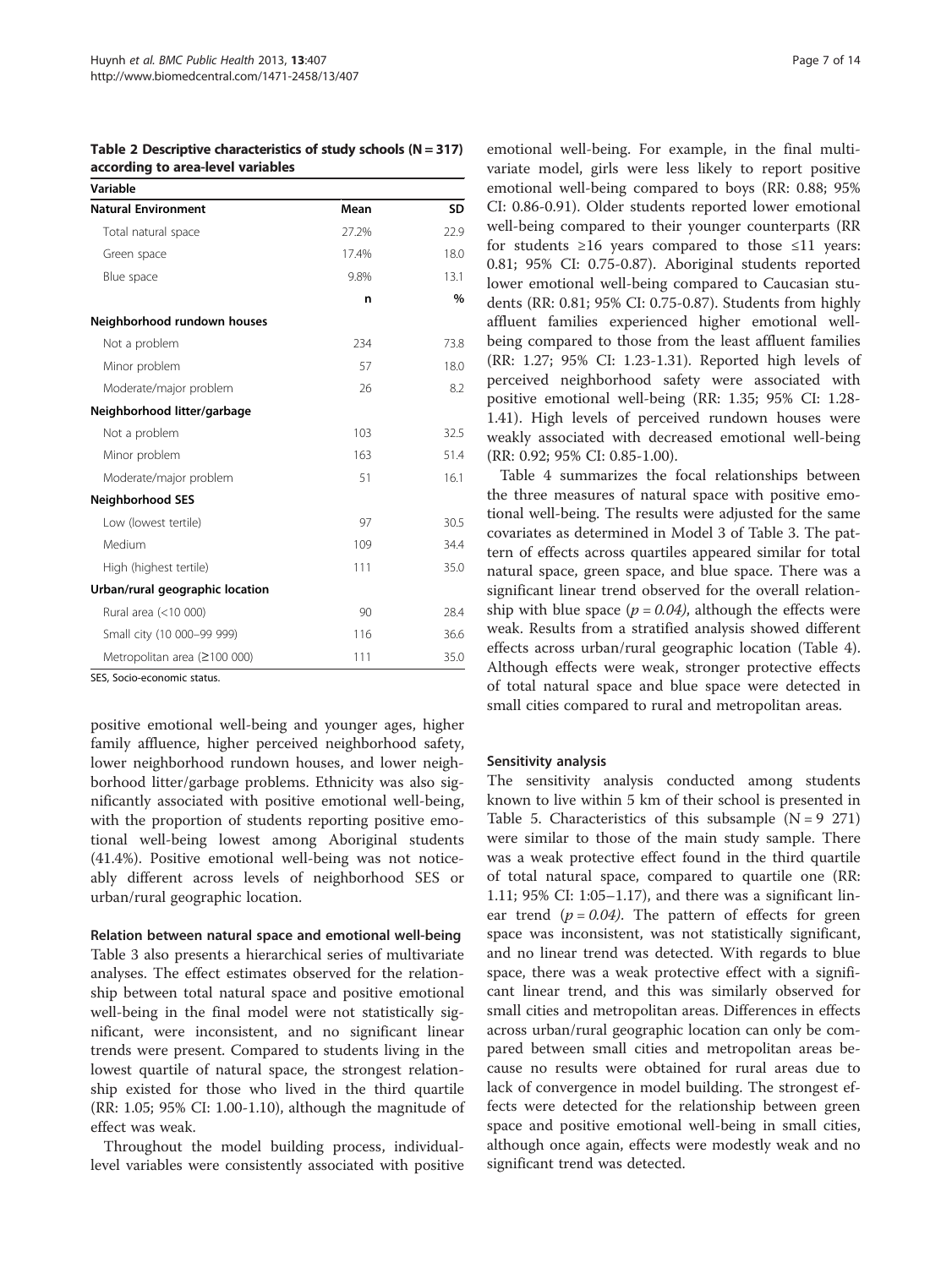**Table 2 Descriptive characteristics of study schools (N = 317) according to area-level variables**

| Variable | | |
|---|---|---|
| **Natural Environment** | **Mean** | **SD** |
| Total natural space | 27.2% | 22.9 |
| Green space | 17.4% | 18.0 |
| Blue space | 9.8% | 13.1 |
| | **n** | **%** |
| **Neighborhood rundown houses** | | |
| Not a problem | 234 | 73.8 |
| Minor problem | 57 | 18.0 |
| Moderate/major problem | 26 | 8.2 |
| **Neighborhood litter/garbage** | | |
| Not a problem | 103 | 32.5 |
| Minor problem | 163 | 51.4 |
| Moderate/major problem | 51 | 16.1 |
| **Neighborhood SES** | | |
| Low (lowest tertile) | 97 | 30.5 |
| Medium | 109 | 34.4 |
| High (highest tertile) | 111 | 35.0 |
| **Urban/rural geographic location** | | |
| Rural area (<10 000) | 90 | 28.4 |
| Small city (10 000–99 999) | 116 | 36.6 |
| Metropolitan area (≥100 000) | 111 | 35.0 |

SES, Socio-economic status.

positive emotional well-being and younger ages, higher family affluence, higher perceived neighborhood safety, lower neighborhood rundown houses, and lower neighborhood litter/garbage problems. Ethnicity was also significantly associated with positive emotional well-being, with the proportion of students reporting positive emotional well-being lowest among Aboriginal students (41.4%). Positive emotional well-being was not noticeably different across levels of neighborhood SES or urban/rural geographic location.

#### Relation between natural space and emotional well-being

Table 3 also presents a hierarchical series of multivariate analyses. The effect estimates observed for the relationship between total natural space and positive emotional well-being in the final model were not statistically significant, were inconsistent, and no significant linear trends were present. Compared to students living in the lowest quartile of natural space, the strongest relationship existed for those who lived in the third quartile (RR: 1.05; 95% CI: 1.00-1.10), although the magnitude of effect was weak.

Throughout the model building process, individual-level variables were consistently associated with positive emotional well-being. For example, in the final multivariate model, girls were less likely to report positive emotional well-being compared to boys (RR: 0.88; 95% CI: 0.86-0.91). Older students reported lower emotional well-being compared to their younger counterparts (RR for students ≥16 years compared to those ≤11 years: 0.81; 95% CI: 0.75-0.87). Aboriginal students reported lower emotional well-being compared to Caucasian students (RR: 0.81; 95% CI: 0.75-0.87). Students from highly affluent families experienced higher emotional well-being compared to those from the least affluent families (RR: 1.27; 95% CI: 1.23-1.31). Reported high levels of perceived neighborhood safety were associated with positive emotional well-being (RR: 1.35; 95% CI: 1.28-1.41). High levels of perceived rundown houses were weakly associated with decreased emotional well-being (RR: 0.92; 95% CI: 0.85-1.00).

Table 4 summarizes the focal relationships between the three measures of natural space with positive emotional well-being. The results were adjusted for the same covariates as determined in Model 3 of Table 3. The pattern of effects across quartiles appeared similar for total natural space, green space, and blue space. There was a significant linear trend observed for the overall relationship with blue space (*p = 0.04*), although the effects were weak. Results from a stratified analysis showed different effects across urban/rural geographic location (Table 4). Although effects were weak, stronger protective effects of total natural space and blue space were detected in small cities compared to rural and metropolitan areas.

#### Sensitivity analysis

The sensitivity analysis conducted among students known to live within 5 km of their school is presented in Table 5. Characteristics of this subsample (N = 9 271) were similar to those of the main study sample. There was a weak protective effect found in the third quartile of total natural space, compared to quartile one (RR: 1.11; 95% CI: 1:05–1.17), and there was a significant linear trend (*p = 0.04)*. The pattern of effects for green space was inconsistent, was not statistically significant, and no linear trend was detected. With regards to blue space, there was a weak protective effect with a significant linear trend, and this was similarly observed for small cities and metropolitan areas. Differences in effects across urban/rural geographic location can only be compared between small cities and metropolitan areas because no results were obtained for rural areas due to lack of convergence in model building. The strongest effects were detected for the relationship between green space and positive emotional well-being in small cities, although once again, effects were modestly weak and no significant trend was detected.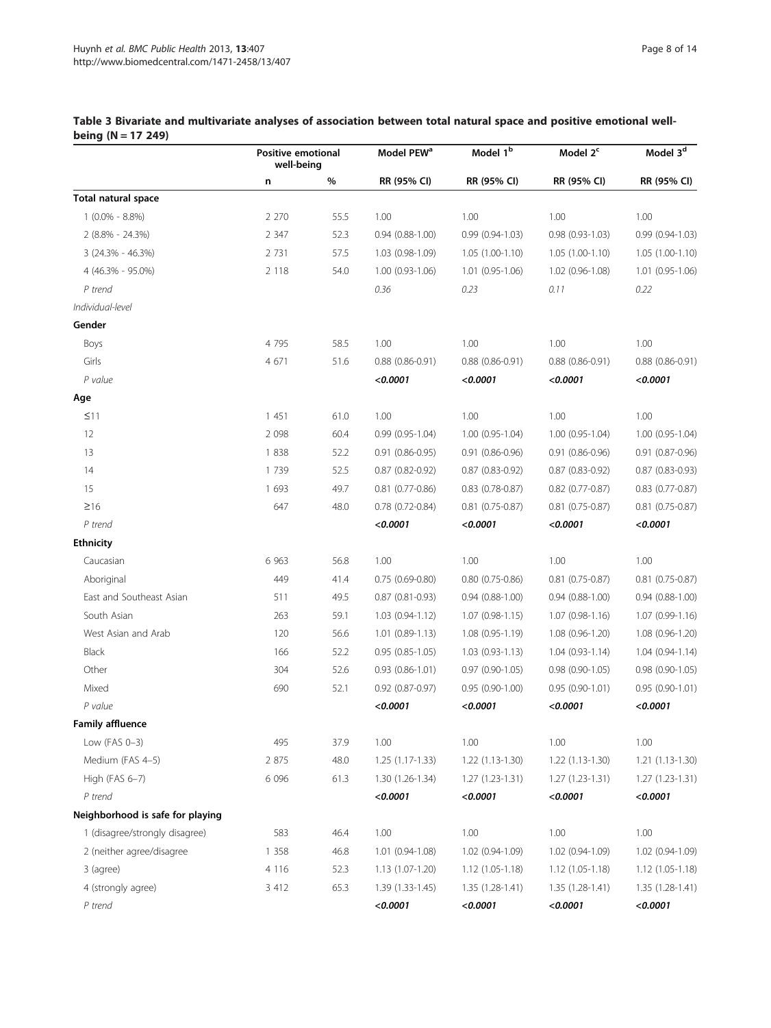**Table 3 Bivariate and multivariate analyses of association between total natural space and positive emotional well-being (N = 17 249)**

| | Positive emotional well-being | | Model PEW[a] | Model 1[b] | Model 2[c] | Model 3[d] |
|---|---|---|---|---|---|---|
| | n | % | RR (95% CI) | RR (95% CI) | RR (95% CI) | RR (95% CI) |
| **Total natural space** | | | | | | |
| 1 (0.0% - 8.8%) | 2 270 | 55.5 | 1.00 | 1.00 | 1.00 | 1.00 |
| 2 (8.8% - 24.3%) | 2 347 | 52.3 | 0.94 (0.88-1.00) | 0.99 (0.94-1.03) | 0.98 (0.93-1.03) | 0.99 (0.94-1.03) |
| 3 (24.3% - 46.3%) | 2 731 | 57.5 | 1.03 (0.98-1.09) | 1.05 (1.00-1.10) | 1.05 (1.00-1.10) | 1.05 (1.00-1.10) |
| 4 (46.3% - 95.0%) | 2 118 | 54.0 | 1.00 (0.93-1.06) | 1.01 (0.95-1.06) | 1.02 (0.96-1.08) | 1.01 (0.95-1.06) |
| *P trend* | | | *0.36* | *0.23* | *0.11* | *0.22* |
| *Individual-level* | | | | | | |
| **Gender** | | | | | | |
| Boys | 4 795 | 58.5 | 1.00 | 1.00 | 1.00 | 1.00 |
| Girls | 4 671 | 51.6 | 0.88 (0.86-0.91) | 0.88 (0.86-0.91) | 0.88 (0.86-0.91) | 0.88 (0.86-0.91) |
| *P value* | | | ***<0.0001*** | ***<0.0001*** | ***<0.0001*** | ***<0.0001*** |
| **Age** | | | | | | |
| ≤11 | 1 451 | 61.0 | 1.00 | 1.00 | 1.00 | 1.00 |
| 12 | 2 098 | 60.4 | 0.99 (0.95-1.04) | 1.00 (0.95-1.04) | 1.00 (0.95-1.04) | 1.00 (0.95-1.04) |
| 13 | 1 838 | 52.2 | 0.91 (0.86-0.95) | 0.91 (0.86-0.96) | 0.91 (0.86-0.96) | 0.91 (0.87-0.96) |
| 14 | 1 739 | 52.5 | 0.87 (0.82-0.92) | 0.87 (0.83-0.92) | 0.87 (0.83-0.92) | 0.87 (0.83-0.93) |
| 15 | 1 693 | 49.7 | 0.81 (0.77-0.86) | 0.83 (0.78-0.87) | 0.82 (0.77-0.87) | 0.83 (0.77-0.87) |
| ≥16 | 647 | 48.0 | 0.78 (0.72-0.84) | 0.81 (0.75-0.87) | 0.81 (0.75-0.87) | 0.81 (0.75-0.87) |
| *P trend* | | | ***<0.0001*** | ***<0.0001*** | ***<0.0001*** | ***<0.0001*** |
| **Ethnicity** | | | | | | |
| Caucasian | 6 963 | 56.8 | 1.00 | 1.00 | 1.00 | 1.00 |
| Aboriginal | 449 | 41.4 | 0.75 (0.69-0.80) | 0.80 (0.75-0.86) | 0.81 (0.75-0.87) | 0.81 (0.75-0.87) |
| East and Southeast Asian | 511 | 49.5 | 0.87 (0.81-0.93) | 0.94 (0.88-1.00) | 0.94 (0.88-1.00) | 0.94 (0.88-1.00) |
| South Asian | 263 | 59.1 | 1.03 (0.94-1.12) | 1.07 (0.98-1.15) | 1.07 (0.98-1.16) | 1.07 (0.99-1.16) |
| West Asian and Arab | 120 | 56.6 | 1.01 (0.89-1.13) | 1.08 (0.95-1.19) | 1.08 (0.96-1.20) | 1.08 (0.96-1.20) |
| Black | 166 | 52.2 | 0.95 (0.85-1.05) | 1.03 (0.93-1.13) | 1.04 (0.93-1.14) | 1.04 (0.94-1.14) |
| Other | 304 | 52.6 | 0.93 (0.86-1.01) | 0.97 (0.90-1.05) | 0.98 (0.90-1.05) | 0.98 (0.90-1.05) |
| Mixed | 690 | 52.1 | 0.92 (0.87-0.97) | 0.95 (0.90-1.00) | 0.95 (0.90-1.01) | 0.95 (0.90-1.01) |
| *P value* | | | ***<0.0001*** | ***<0.0001*** | ***<0.0001*** | ***<0.0001*** |
| **Family affluence** | | | | | | |
| Low (FAS 0–3) | 495 | 37.9 | 1.00 | 1.00 | 1.00 | 1.00 |
| Medium (FAS 4–5) | 2 875 | 48.0 | 1.25 (1.17-1.33) | 1.22 (1.13-1.30) | 1.22 (1.13-1.30) | 1.21 (1.13-1.30) |
| High (FAS 6–7) | 6 096 | 61.3 | 1.30 (1.26-1.34) | 1.27 (1.23-1.31) | 1.27 (1.23-1.31) | 1.27 (1.23-1.31) |
| *P trend* | | | ***<0.0001*** | ***<0.0001*** | ***<0.0001*** | ***<0.0001*** |
| **Neighborhood is safe for playing** | | | | | | |
| 1 (disagree/strongly disagree) | 583 | 46.4 | 1.00 | 1.00 | 1.00 | 1.00 |
| 2 (neither agree/disagree | 1 358 | 46.8 | 1.01 (0.94-1.08) | 1.02 (0.94-1.09) | 1.02 (0.94-1.09) | 1.02 (0.94-1.09) |
| 3 (agree) | 4 116 | 52.3 | 1.13 (1.07-1.20) | 1.12 (1.05-1.18) | 1.12 (1.05-1.18) | 1.12 (1.05-1.18) |
| 4 (strongly agree) | 3 412 | 65.3 | 1.39 (1.33-1.45) | 1.35 (1.28-1.41) | 1.35 (1.28-1.41) | 1.35 (1.28-1.41) |
| *P trend* | | | ***<0.0001*** | ***<0.0001*** | ***<0.0001*** | ***<0.0001*** |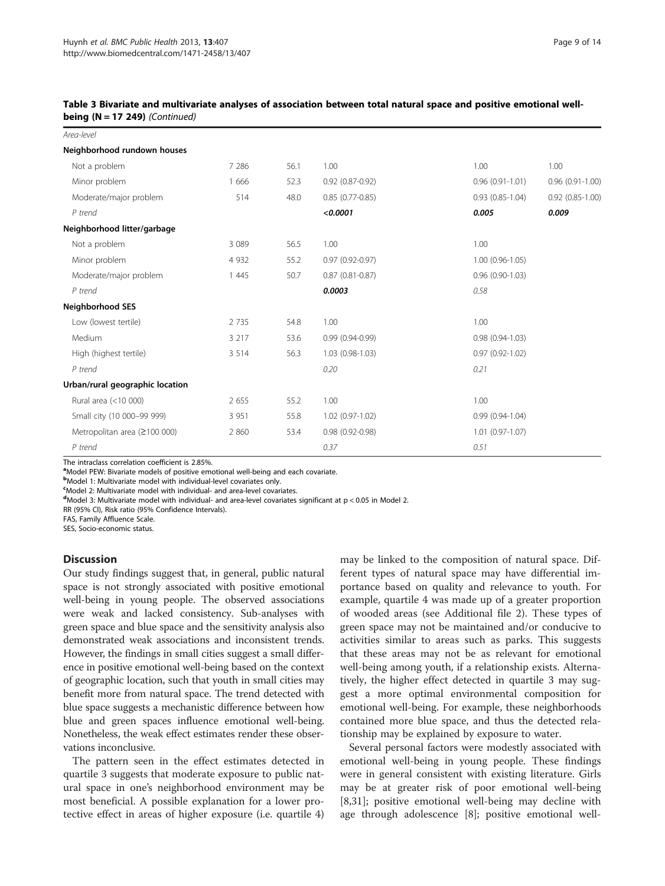**Table 3 Bivariate and multivariate analyses of association between total natural space and positive emotional well-being (N = 17 249)** *(Continued)*

| | | | | | |
|---|---|---|---|---|---|
| *Area-level* | | | | | |
| **Neighborhood rundown houses** | | | | | |
| Not a problem | 7 286 | 56.1 | 1.00 | 1.00 | 1.00 |
| Minor problem | 1 666 | 52.3 | 0.92 (0.87-0.92) | 0.96 (0.91-1.01) | 0.96 (0.91-1.00) |
| Moderate/major problem | 514 | 48.0 | 0.85 (0.77-0.85) | 0.93 (0.85-1.04) | 0.92 (0.85-1.00) |
| *P trend* | | | ***<0.0001*** | ***0.005*** | ***0.009*** |
| **Neighborhood litter/garbage** | | | | | |
| Not a problem | 3 089 | 56.5 | 1.00 | 1.00 | |
| Minor problem | 4 932 | 55.2 | 0.97 (0.92-0.97) | 1.00 (0.96-1.05) | |
| Moderate/major problem | 1 445 | 50.7 | 0.87 (0.81-0.87) | 0.96 (0.90-1.03) | |
| *P trend* | | | ***0.0003*** | *0.58* | |
| **Neighborhood SES** | | | | | |
| Low (lowest tertile) | 2 735 | 54.8 | 1.00 | 1.00 | |
| Medium | 3 217 | 53.6 | 0.99 (0.94-0.99) | 0.98 (0.94-1.03) | |
| High (highest tertile) | 3 514 | 56.3 | 1.03 (0.98-1.03) | 0.97 (0.92-1.02) | |
| *P trend* | | | *0.20* | *0.21* | |
| **Urban/rural geographic location** | | | | | |
| Rural area (<10 000) | 2 655 | 55.2 | 1.00 | 1.00 | |
| Small city (10 000–99 999) | 3 951 | 55.8 | 1.02 (0.97-1.02) | 0.99 (0.94-1.04) | |
| Metropolitan area (≥100 000) | 2 860 | 53.4 | 0.98 (0.92-0.98) | 1.01 (0.97-1.07) | |
| *P trend* | | | *0.37* | *0.51* | |

The intraclass correlation coefficient is 2.85%.
[a]Model PEW: Bivariate models of positive emotional well-being and each covariate.
[b]Model 1: Multivariate model with individual-level covariates only.
[c]Model 2: Multivariate model with individual- and area-level covariates.
[d]Model 3: Multivariate model with individual- and area-level covariates significant at p < 0.05 in Model 2.
RR (95% CI), Risk ratio (95% Confidence Intervals).
FAS, Family Affluence Scale.
SES, Socio-economic status.

## Discussion

Our study findings suggest that, in general, public natural space is not strongly associated with positive emotional well-being in young people. The observed associations were weak and lacked consistency. Sub-analyses with green space and blue space and the sensitivity analysis also demonstrated weak associations and inconsistent trends. However, the findings in small cities suggest a small difference in positive emotional well-being based on the context of geographic location, such that youth in small cities may benefit more from natural space. The trend detected with blue space suggests a mechanistic difference between how blue and green spaces influence emotional well-being. Nonetheless, the weak effect estimates render these observations inconclusive.

The pattern seen in the effect estimates detected in quartile 3 suggests that moderate exposure to public natural space in one's neighborhood environment may be most beneficial. A possible explanation for a lower protective effect in areas of higher exposure (i.e. quartile 4) may be linked to the composition of natural space. Different types of natural space may have differential importance based on quality and relevance to youth. For example, quartile 4 was made up of a greater proportion of wooded areas (see Additional file 2). These types of green space may not be maintained and/or conducive to activities similar to areas such as parks. This suggests that these areas may not be as relevant for emotional well-being among youth, if a relationship exists. Alternatively, the higher effect detected in quartile 3 may suggest a more optimal environmental composition for emotional well-being. For example, these neighborhoods contained more blue space, and thus the detected relationship may be explained by exposure to water.

Several personal factors were modestly associated with emotional well-being in young people. These findings were in general consistent with existing literature. Girls may be at greater risk of poor emotional well-being [8,31]; positive emotional well-being may decline with age through adolescence [8]; positive emotional well-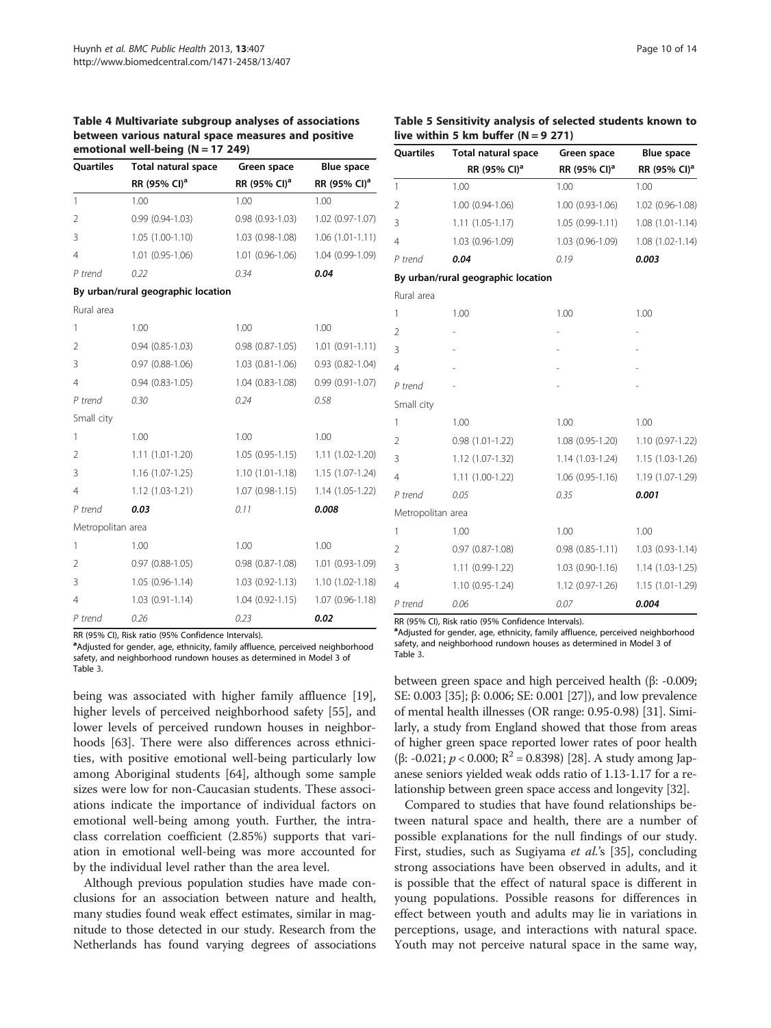**Table 4 Multivariate subgroup analyses of associations between various natural space measures and positive emotional well-being (N = 17 249)**

| Quartiles | Total natural space RR (95% CI)[a] | Green space RR (95% CI)[a] | Blue space RR (95% CI)[a] |
|---|---|---|---|
| 1 | 1.00 | 1.00 | 1.00 |
| 2 | 0.99 (0.94-1.03) | 0.98 (0.93-1.03) | 1.02 (0.97-1.07) |
| 3 | 1.05 (1.00-1.10) | 1.03 (0.98-1.08) | 1.06 (1.01-1.11) |
| 4 | 1.01 (0.95-1.06) | 1.01 (0.96-1.06) | 1.04 (0.99-1.09) |
| *P trend* | *0.22* | *0.34* | ***0.04*** |
| **By urban/rural geographic location** | | | |
| Rural area | | | |
| 1 | 1.00 | 1.00 | 1.00 |
| 2 | 0.94 (0.85-1.03) | 0.98 (0.87-1.05) | 1.01 (0.91-1.11) |
| 3 | 0.97 (0.88-1.06) | 1.03 (0.81-1.06) | 0.93 (0.82-1.04) |
| 4 | 0.94 (0.83-1.05) | 1.04 (0.83-1.08) | 0.99 (0.91-1.07) |
| *P trend* | *0.30* | *0.24* | *0.58* |
| Small city | | | |
| 1 | 1.00 | 1.00 | 1.00 |
| 2 | 1.11 (1.01-1.20) | 1.05 (0.95-1.15) | 1.11 (1.02-1.20) |
| 3 | 1.16 (1.07-1.25) | 1.10 (1.01-1.18) | 1.15 (1.07-1.24) |
| 4 | 1.12 (1.03-1.21) | 1.07 (0.98-1.15) | 1.14 (1.05-1.22) |
| *P trend* | ***0.03*** | *0.11* | ***0.008*** |
| Metropolitan area | | | |
| 1 | 1.00 | 1.00 | 1.00 |
| 2 | 0.97 (0.88-1.05) | 0.98 (0.87-1.08) | 1.01 (0.93-1.09) |
| 3 | 1.05 (0.96-1.14) | 1.03 (0.92-1.13) | 1.10 (1.02-1.18) |
| 4 | 1.03 (0.91-1.14) | 1.04 (0.92-1.15) | 1.07 (0.96-1.18) |
| *P trend* | *0.26* | *0.23* | ***0.02*** |

RR (95% CI), Risk ratio (95% Confidence Intervals).
[a]Adjusted for gender, age, ethnicity, family affluence, perceived neighborhood safety, and neighborhood rundown houses as determined in Model 3 of Table 3.

**Table 5 Sensitivity analysis of selected students known to live within 5 km buffer (N = 9 271)**

| Quartiles | Total natural space RR (95% CI)[a] | Green space RR (95% CI)[a] | Blue space RR (95% CI)[a] |
|---|---|---|---|
| 1 | 1.00 | 1.00 | 1.00 |
| 2 | 1.00 (0.94-1.06) | 1.00 (0.93-1.06) | 1.02 (0.96-1.08) |
| 3 | 1.11 (1.05-1.17) | 1.05 (0.99-1.11) | 1.08 (1.01-1.14) |
| 4 | 1.03 (0.96-1.09) | 1.03 (0.96-1.09) | 1.08 (1.02-1.14) |
| *P trend* | ***0.04*** | *0.19* | ***0.003*** |
| **By urban/rural geographic location** | | | |
| Rural area | | | |
| 1 | 1.00 | 1.00 | 1.00 |
| 2 | - | - | - |
| 3 | - | - | - |
| 4 | - | - | - |
| *P trend* | - | - | - |
| Small city | | | |
| 1 | 1.00 | 1.00 | 1.00 |
| 2 | 0.98 (1.01-1.22) | 1.08 (0.95-1.20) | 1.10 (0.97-1.22) |
| 3 | 1.12 (1.07-1.32) | 1.14 (1.03-1.24) | 1.15 (1.03-1.26) |
| 4 | 1.11 (1.00-1.22) | 1.06 (0.95-1.16) | 1.19 (1.07-1.29) |
| *P trend* | *0.05* | *0.35* | ***0.001*** |
| Metropolitan area | | | |
| 1 | 1.00 | 1.00 | 1.00 |
| 2 | 0.97 (0.87-1.08) | 0.98 (0.85-1.11) | 1.03 (0.93-1.14) |
| 3 | 1.11 (0.99-1.22) | 1.03 (0.90-1.16) | 1.14 (1.03-1.25) |
| 4 | 1.10 (0.95-1.24) | 1.12 (0.97-1.26) | 1.15 (1.01-1.29) |
| *P trend* | *0.06* | *0.07* | ***0.004*** |

RR (95% CI), Risk ratio (95% Confidence Intervals).
[a]Adjusted for gender, age, ethnicity, family affluence, perceived neighborhood safety, and neighborhood rundown houses as determined in Model 3 of Table 3.

being was associated with higher family affluence [19], higher levels of perceived neighborhood safety [55], and lower levels of perceived rundown houses in neighborhoods [63]. There were also differences across ethnicities, with positive emotional well-being particularly low among Aboriginal students [64], although some sample sizes were low for non-Caucasian students. These associations indicate the importance of individual factors on emotional well-being among youth. Further, the intraclass correlation coefficient (2.85%) supports that variation in emotional well-being was more accounted for by the individual level rather than the area level.

Although previous population studies have made conclusions for an association between nature and health, many studies found weak effect estimates, similar in magnitude to those detected in our study. Research from the Netherlands has found varying degrees of associations between green space and high perceived health (β: -0.009; SE: 0.003 [35]; β: 0.006; SE: 0.001 [27]), and low prevalence of mental health illnesses (OR range: 0.95-0.98) [31]. Similarly, a study from England showed that those from areas of higher green space reported lower rates of poor health (β: -0.021; $p < 0.000$; $R^2 = 0.8398$) [28]. A study among Japanese seniors yielded weak odds ratio of 1.13-1.17 for a relationship between green space access and longevity [32].

Compared to studies that have found relationships between natural space and health, there are a number of possible explanations for the null findings of our study. First, studies, such as Sugiyama *et al.*'s [35], concluding strong associations have been observed in adults, and it is possible that the effect of natural space is different in young populations. Possible reasons for differences in effect between youth and adults may lie in variations in perceptions, usage, and interactions with natural space. Youth may not perceive natural space in the same way,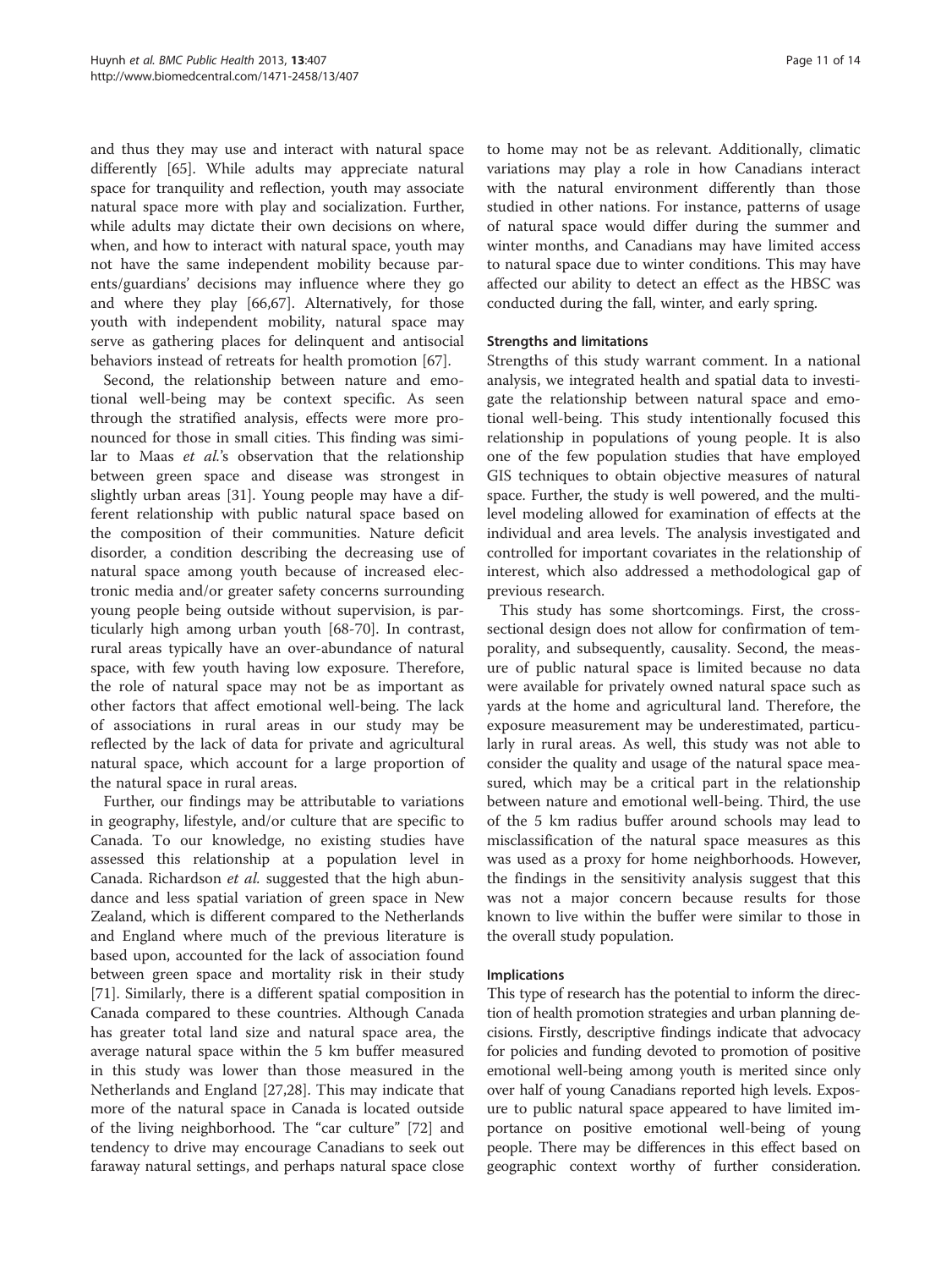and thus they may use and interact with natural space differently [65]. While adults may appreciate natural space for tranquility and reflection, youth may associate natural space more with play and socialization. Further, while adults may dictate their own decisions on where, when, and how to interact with natural space, youth may not have the same independent mobility because parents/guardians' decisions may influence where they go and where they play [66,67]. Alternatively, for those youth with independent mobility, natural space may serve as gathering places for delinquent and antisocial behaviors instead of retreats for health promotion [67].

Second, the relationship between nature and emotional well-being may be context specific. As seen through the stratified analysis, effects were more pronounced for those in small cities. This finding was similar to Maas *et al.*'s observation that the relationship between green space and disease was strongest in slightly urban areas [31]. Young people may have a different relationship with public natural space based on the composition of their communities. Nature deficit disorder, a condition describing the decreasing use of natural space among youth because of increased electronic media and/or greater safety concerns surrounding young people being outside without supervision, is particularly high among urban youth [68-70]. In contrast, rural areas typically have an over-abundance of natural space, with few youth having low exposure. Therefore, the role of natural space may not be as important as other factors that affect emotional well-being. The lack of associations in rural areas in our study may be reflected by the lack of data for private and agricultural natural space, which account for a large proportion of the natural space in rural areas.

Further, our findings may be attributable to variations in geography, lifestyle, and/or culture that are specific to Canada. To our knowledge, no existing studies have assessed this relationship at a population level in Canada. Richardson *et al.* suggested that the high abundance and less spatial variation of green space in New Zealand, which is different compared to the Netherlands and England where much of the previous literature is based upon, accounted for the lack of association found between green space and mortality risk in their study [71]. Similarly, there is a different spatial composition in Canada compared to these countries. Although Canada has greater total land size and natural space area, the average natural space within the 5 km buffer measured in this study was lower than those measured in the Netherlands and England [27,28]. This may indicate that more of the natural space in Canada is located outside of the living neighborhood. The "car culture" [72] and tendency to drive may encourage Canadians to seek out faraway natural settings, and perhaps natural space close to home may not be as relevant. Additionally, climatic variations may play a role in how Canadians interact with the natural environment differently than those studied in other nations. For instance, patterns of usage of natural space would differ during the summer and winter months, and Canadians may have limited access to natural space due to winter conditions. This may have affected our ability to detect an effect as the HBSC was conducted during the fall, winter, and early spring.

### Strengths and limitations

Strengths of this study warrant comment. In a national analysis, we integrated health and spatial data to investigate the relationship between natural space and emotional well-being. This study intentionally focused this relationship in populations of young people. It is also one of the few population studies that have employed GIS techniques to obtain objective measures of natural space. Further, the study is well powered, and the multilevel modeling allowed for examination of effects at the individual and area levels. The analysis investigated and controlled for important covariates in the relationship of interest, which also addressed a methodological gap of previous research.

This study has some shortcomings. First, the cross-sectional design does not allow for confirmation of temporality, and subsequently, causality. Second, the measure of public natural space is limited because no data were available for privately owned natural space such as yards at the home and agricultural land. Therefore, the exposure measurement may be underestimated, particularly in rural areas. As well, this study was not able to consider the quality and usage of the natural space measured, which may be a critical part in the relationship between nature and emotional well-being. Third, the use of the 5 km radius buffer around schools may lead to misclassification of the natural space measures as this was used as a proxy for home neighborhoods. However, the findings in the sensitivity analysis suggest that this was not a major concern because results for those known to live within the buffer were similar to those in the overall study population.

### Implications

This type of research has the potential to inform the direction of health promotion strategies and urban planning decisions. Firstly, descriptive findings indicate that advocacy for policies and funding devoted to promotion of positive emotional well-being among youth is merited since only over half of young Canadians reported high levels. Exposure to public natural space appeared to have limited importance on positive emotional well-being of young people. There may be differences in this effect based on geographic context worthy of further consideration.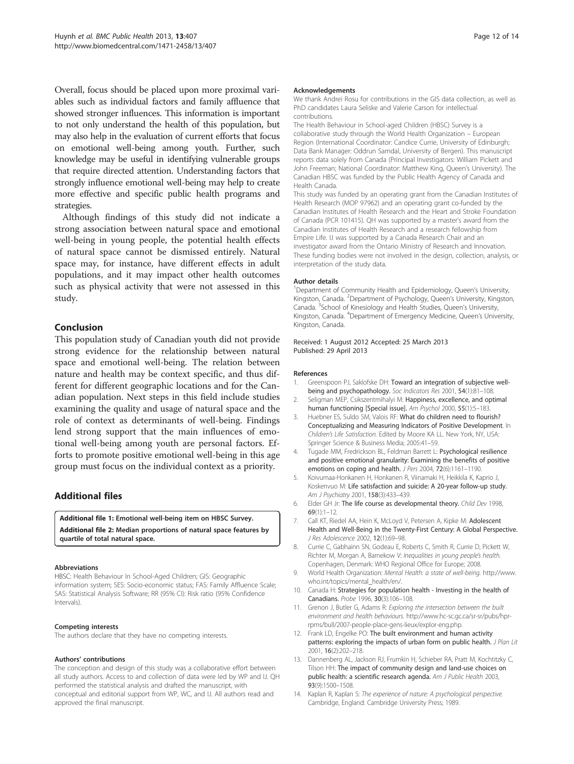Overall, focus should be placed upon more proximal variables such as individual factors and family affluence that showed stronger influences. This information is important to not only understand the health of this population, but may also help in the evaluation of current efforts that focus on emotional well-being among youth. Further, such knowledge may be useful in identifying vulnerable groups that require directed attention. Understanding factors that strongly influence emotional well-being may help to create more effective and specific public health programs and strategies.

Although findings of this study did not indicate a strong association between natural space and emotional well-being in young people, the potential health effects of natural space cannot be dismissed entirely. Natural space may, for instance, have different effects in adult populations, and it may impact other health outcomes such as physical activity that were not assessed in this study.

## Conclusion

This population study of Canadian youth did not provide strong evidence for the relationship between natural space and emotional well-being. The relation between nature and health may be context specific, and thus different for different geographic locations and for the Canadian population. Next steps in this field include studies examining the quality and usage of natural space and the role of context as determinants of well-being. Findings lend strong support that the main influences of emotional well-being among youth are personal factors. Efforts to promote positive emotional well-being in this age group must focus on the individual context as a priority.

## Additional files

**Additional file 1: Emotional well-being item on HBSC Survey.**
**Additional file 2: Median proportions of natural space features by quartile of total natural space.**

#### Abbreviations

HBSC: Health Behaviour In School-Aged Children; GIS: Geographic information system; SES: Socio-economic status; FAS: Family Affluence Scale; SAS: Statistical Analysis Software; RR (95% CI): Risk ratio (95% Confidence Intervals).

#### Competing interests

The authors declare that they have no competing interests.

#### Authors' contributions

The conception and design of this study was a collaborative effort between all study authors. Access to and collection of data were led by WP and IJ. QH performed the statistical analysis and drafted the manuscript, with conceptual and editorial support from WP, WC, and IJ. All authors read and approved the final manuscript.

#### Acknowledgements

We thank Andrei Rosu for contributions in the GIS data collection, as well as PhD candidates Laura Seliske and Valerie Carson for intellectual contributions.

The Health Behaviour in School-aged Children (HBSC) Survey is a collaborative study through the World Health Organization – European Region (International Coordinator: Candice Currie, University of Edinburgh; Data Bank Manager: Oddrun Samdal, University of Bergen). This manuscript reports data solely from Canada (Principal Investigators: William Pickett and John Freeman; National Coordinator: Matthew King, Queen's University). The Canadian HBSC was funded by the Public Health Agency of Canada and Health Canada.

This study was funded by an operating grant from the Canadian Institutes of Health Research (MOP 97962) and an operating grant co-funded by the Canadian Institutes of Health Research and the Heart and Stroke Foundation of Canada (PCR 101415). QH was supported by a master's award from the Canadian Institutes of Health Research and a research fellowship from Empire Life. IJ was supported by a Canada Research Chair and an investigator award from the Ontario Ministry of Research and Innovation. These funding bodies were not involved in the design, collection, analysis, or interpretation of the study data.

#### Author details

[1]Department of Community Health and Epidemiology, Queen's University, Kingston, Canada. [2]Department of Psychology, Queen's University, Kingston, Canada. [3]School of Kinesiology and Health Studies, Queen's University, Kingston, Canada. [4]Department of Emergency Medicine, Queen's University, Kingston, Canada.

Received: 1 August 2012 Accepted: 25 March 2013
Published: 29 April 2013

#### References

1. Greenspoon PJ, Saklofske DH: **Toward an integration of subjective well-being and psychopathology.** *Soc Indicators Res* 2001, **54**(1):81–108.
2. Seligman MEP, Csikszentmihalyi M: **Happiness, excellence, and optimal human functioning [Special issue].** *Am Psychol* 2000, **55**(1):5–183.
3. Huebner ES, Suldo SM, Valois RF: **What do children need to flourish? Conceptualizing and Measuring Indicators of Positive Development.** In *Children's Life Satisfaction.* Edited by Moore KA LL. New York, NY, USA: Springer Science & Business Media; 2005:41–59.
4. Tugade MM, Fredrickson BL, Feldman Barrett L: **Psychological resilience and positive emotional granularity: Examining the benefits of positive emotions on coping and health.** *J Pers* 2004, **72**(6):1161–1190.
5. Koivumaa-Honkanen H, Honkanen R, Viinamaki H, Heikkila K, Kaprio J, Koskenvuo M: **Life satisfaction and suicide: A 20-year follow-up study.** *Am J Psychiatry* 2001, **158**(3):433–439.
6. Elder GH Jr: **The life course as developmental theory.** *Child Dev* 1998, **69**(1):1–12.
7. Call KT, Riedel AA, Hein K, McLoyd V, Petersen A, Kipke M: **Adolescent Health and Well-Being in the Twenty-First Century: A Global Perspective.** *J Res Adolescence* 2002, **12**(1):69–98.
8. Currie C, Gabhainn SN, Godeau E, Roberts C, Smith R, Currie D, Pickett W, Richter M, Morgan A, Barnekow V: *Inequalities in young people's health.* Copenhagen, Denmark: WHO Regional Office for Europe; 2008.
9. World Health Organization: *Mental Health: a state of well-being.* http://www.who.int/topics/mental_health/en/.
10. Canada H: **Strategies for population health - Investing in the health of Canadians.** *Probe* 1996, **30**(3):106–108.
11. Grenon J, Butler G, Adams R: *Exploring the intersection between the built environment and health behaviours.* http://www.hc-sc.gc.ca/sr-sr/pubs/hpr-rpms/bull/2007-people-place-gens-lieux/explor-eng.php.
12. Frank LD, Engelke PO: **The built environment and human activity patterns: exploring the impacts of urban form on public health.** *J Plan Lit* 2001, **16**(2):202–218.
13. Dannenberg AL, Jackson RJ, Frumkin H, Schieber RA, Pratt M, Kochtitzky C, Tilson HH: **The impact of community design and land-use choices on public health: a scientific research agenda.** *Am J Public Health* 2003, **93**(9):1500–1508.
14. Kaplan R, Kaplan S: *The experience of nature: A psychological perspective.* Cambridge, England: Cambridge University Press; 1989.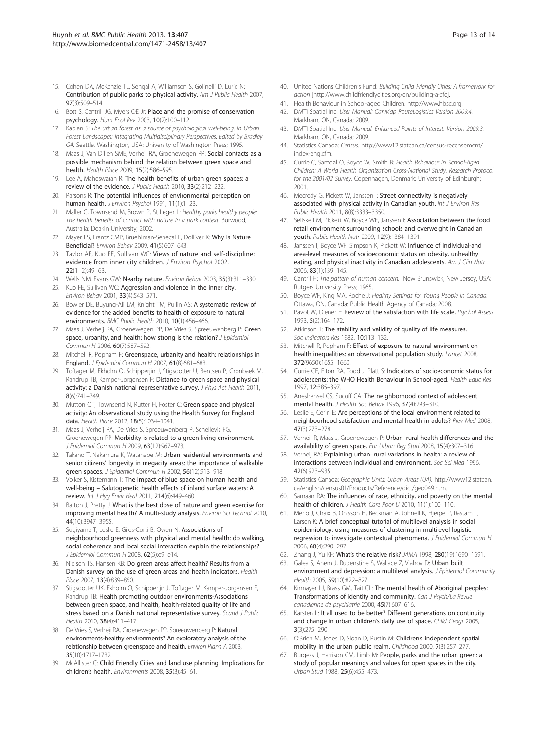15. Cohen DA, McKenzie TL, Sehgal A, Williamson S, Golinelli D, Lurie N: **Contribution of public parks to physical activity.** *Am J Public Health* 2007, **97**(3):509–514.
16. Bott S, Cantrill JG, Myers OE Jr: **Place and the promise of conservation psychology.** *Hum Ecol Rev* 2003, **10**(2):100–112.
17. Kaplan S: *The urban forest as a source of psychological well-being. In Urban Forest Landscapes: Integrating Multidisciplinary Perspectives. Edited by Bradley GA.* Seattle, Washington, USA: University of Washington Press; 1995.
18. Maas J, Van Dillen SME, Verheij RA, Groenewegen PP: **Social contacts as a possible mechanism behind the relation between green space and health.** *Health Place* 2009, **15**(2):586–595.
19. Lee A, Maheswaran R: **The health benefits of urban green spaces: a review of the evidence.** *J Public Health* 2010, **33**(2):212–222.
20. Parsons R: **The potential influences of environmental perception on human health.** *J Environ Psychol* 1991, **11**(1):1–23.
21. Maller C, Townsend M, Brown P, St Leger L: *Healthy parks healthy people: The health benefits of contact with nature in a park context.* Burwood, Australia: Deakin University; 2002.
22. Mayer FS, Frantz CMP, Bruehlman-Senecal E, Dolliver K: **Why Is Nature Beneficial?** *Environ Behav* 2009, **41**(5):607–643.
23. Taylor AF, Kuo FE, Sullivan WC: **Views of nature and self-discipline: evidence from inner city children.** *J Environ Psychol* 2002, **22**(1–2):49–63.
24. Wells NM, Evans GW: **Nearby nature.** *Environ Behav* 2003, **35**(3):311–330.
25. Kuo FE, Sullivan WC: **Aggression and violence in the inner city.** *Environ Behav* 2001, **33**(4):543–571.
26. Bowler DE, Buyung-Ali LM, Knight TM, Pullin AS: **A systematic review of evidence for the added benefits to health of exposure to natural environments.** *BMC Public Health* 2010, **10**(1):456–466.
27. Maas J, Verheij RA, Groenewegen PP, De Vries S, Spreeuwenberg P: **Green space, urbanity, and health: how strong is the relation?** *J Epidemiol Commun H* 2006, **60**(7):587–592.
28. Mitchell R, Popham F: **Greenspace, urbanity and health: relationships in England.** *J Epidemiol Commun H* 2007, **61**(8):681–683.
29. Toftager M, Ekholm O, Schipperjin J, Stigsdotter U, Bentsen P, Gronbaek M, Randrup TB, Kamper-Jorgensen F: **Distance to green space and physical activity: a Danish national representative survey.** *J Phys Act Health* 2011, **8**(6):741–749.
30. Mutton OT, Townsend N, Rutter H, Foster C: **Green space and physical activity: An observational study using the Health Survey for England data.** *Health Place* 2012, **18**(5):1034–1041.
31. Maas J, Verheij RA, De Vries S, Spreeuwenberg P, Schellevis FG, Groenewegen PP: **Morbidity is related to a green living environment.** *J Epidemiol Commun H* 2009, **63**(12):967–973.
32. Takano T, Nakamura K, Watanabe M: **Urban residential environments and senior citizens' longevity in megacity areas: the importance of walkable green spaces.** *J Epidemiol Commun H* 2002, **56**(12):913–918.
33. Volker S, Kistemann T: **The impact of blue space on human health and well-being – Salutogenetic health effects of inland surface waters: A review.** *Int J Hyg Envir Heal* 2011, **214**(6):449–460.
34. Barton J, Pretty J: **What is the best dose of nature and green exercise for improving mental health? A multi-study analysis.** *Environ Sci Technol* 2010, **44**(10):3947–3955.
35. Sugiyama T, Leslie E, Giles-Corti B, Owen N: **Associations of neighbourhood greenness with physical and mental health: do walking, social coherence and local social interaction explain the relationships?** *J Epidemiol Commun H* 2008, **62**(5):e9–e14.
36. Nielsen TS, Hansen KB: **Do green areas affect health? Results from a Danish survey on the use of green areas and health indicators.** *Health Place* 2007, **13**(4):839–850.
37. Stigsdotter UK, Ekholm O, Schipperijn J, Toftager M, Kamper-Jorgensen F, Randrup TB: **Health promoting outdoor environments-Associations between green space, and health, health-related quality of life and stress based on a Danish national representative survey.** *Scand J Public Health* 2010, **38**(4):411–417.
38. De Vries S, Verheij RA, Groenewegen PP, Spreeuwenberg P: **Natural environments-healthy environments? An exploratory analysis of the relationship between greenspace and health.** *Environ Plann A* 2003, **35**(10):1717–1732.
39. McAllister C: **Child Friendly Cities and land use planning: Implications for children's health.** *Environments* 2008, **35**(3):45–61.
40. United Nations Children's Fund: *Building Child Friendly Cities: A framework for action* [http://www.childfriendlycities.org/en/building-a-cfc].
41. Health Behaviour in School-aged Children. http://www.hbsc.org.
42. DMTI Spatial Inc: *User Manual: CanMap RouteLogistics Version 2009.4.* Markham, ON, Canada; 2009.
43. DMTI Spatial Inc: *User Manual: Enhanced Points of Interest. Version 2009.3.* Markham, ON, Canada; 2009.
44. Statistics Canada: *Census.* http://www12.statcan.ca/census-recensement/index-eng.cfm.
45. Currie C, Samdal O, Boyce W, Smith B: *Health Behaviour in School-Aged Children: A World Health Organization Cross-National Study. Research Protocol for the 2001/02 Survey.* Copenhagen, Denmark: University of Edinburgh; 2001.
46. Mecredy G, Pickett W, Janssen I: **Street connectivity is negatively associated with physical activity in Canadian youth.** *Int J Environ Res Public Health* 2011, **8**(8):3333–3350.
47. Seliske LM, Pickett W, Boyce WF, Janssen I: **Association between the food retail environment surrounding schools and overweight in Canadian youth.** *Public Health Nutr* 2009, **12**(9):1384–1391.
48. Janssen I, Boyce WF, Simpson K, Pickett W: **Influence of individual-and area-level measures of socioeconomic status on obesity, unhealthy eating, and physical inactivity in Canadian adolescents.** *Am J Clin Nutr* 2006, **83**(1):139–145.
49. Cantril H: *The pattern of human concern.* New Brunswick, New Jersey, USA: Rutgers University Press; 1965.
50. Boyce WF, King MA, Roche J: *Healthy Settings for Young People in Canada.* Ottawa, ON, Canada: Public Health Agency of Canada; 2008.
51. Pavot W, Diener E: **Review of the satisfaction with life scale.** *Psychol Assess* 1993, **5**(2):164–172.
52. Atkinson T: **The stability and validity of quality of life measures.** *Soc Indicators Res* 1982, **10**:113–132.
53. Mitchell R, Popham F: **Effect of exposure to natural environment on health inequalities: an observational population study.** *Lancet* 2008, **372**(9650):1655–1660.
54. Currie CE, Elton RA, Todd J, Platt S: **Indicators of socioeconomic status for adolescents: the WHO Health Behaviour in School-aged.** *Health Educ Res* 1997, **12**:385–397.
55. Aneshensel CS, Sucoff CA: **The neighborhood context of adolescent mental health.** *J Health Soc Behav* 1996, **37**(4):293–310.
56. Leslie E, Cerin E: **Are perceptions of the local environment related to neighbourhood satisfaction and mental health in adults?** *Prev Med* 2008, **47**(3):273–278.
57. Verheij R, Maas J, Groenewegen P: **Urban–rural health differences and the availability of green space.** *Eur Urban Reg Stud* 2008, **15**(4):307–316.
58. Verheij RA: **Explaining urban–rural variations in health: a review of interactions between individual and environment.** *Soc Sci Med* 1996, **42**(6):923–935.
59. Statistics Canada: *Geographic Units: Urban Areas (UA).* http://www12.statcan.ca/english/census01/Products/Reference/dict/geo049.htm.
60. Samaan RA: **The influences of race, ethnicity, and poverty on the mental health of children.** *J Health Care Poor U* 2010, **11**(1):100–110.
61. Merlo J, Chaix B, Ohlsson H, Beckman A, Johnell K, Hjerpe P, Rastam L, Larsen K: **A brief conceptual tutorial of multilevel analysis in social epidemiology: using measures of clustering in multilevel logistic regression to investigate contextual phenomena.** *J Epidemiol Commun H* 2006, **60**(4):290–297.
62. Zhang J, Yu KF: **What's the relative risk?** *JAMA* 1998, **280**(19):1690–1691.
63. Galea S, Ahern J, Rudenstine S, Wallace Z, Vlahov D: **Urban built environment and depression: a multilevel analysis.** *J Epidemiol Community Health* 2005, **59**(10):822–827.
64. Kirmayer LJ, Brass GM, Tait CL: **The mental health of Aboriginal peoples: Transformations of identity and community.** *Can J Psych/La Revue canadienne de psychiatrie* 2000, **45**(7):607–616.
65. Karsten L: **It all used to be better? Different generations on continuity and change in urban children's daily use of space.** *Child Geogr* 2005, **3**(3):275–290.
66. O'Brien M, Jones D, Sloan D, Rustin M: **Children's independent spatial mobility in the urban public realm.** *Childhood* 2000, **7**(3):257–277.
67. Burgess J, Harrison CM, Limb M: **People, parks and the urban green: a study of popular meanings and values for open spaces in the city.** *Urban Stud* 1988, **25**(6):455–473.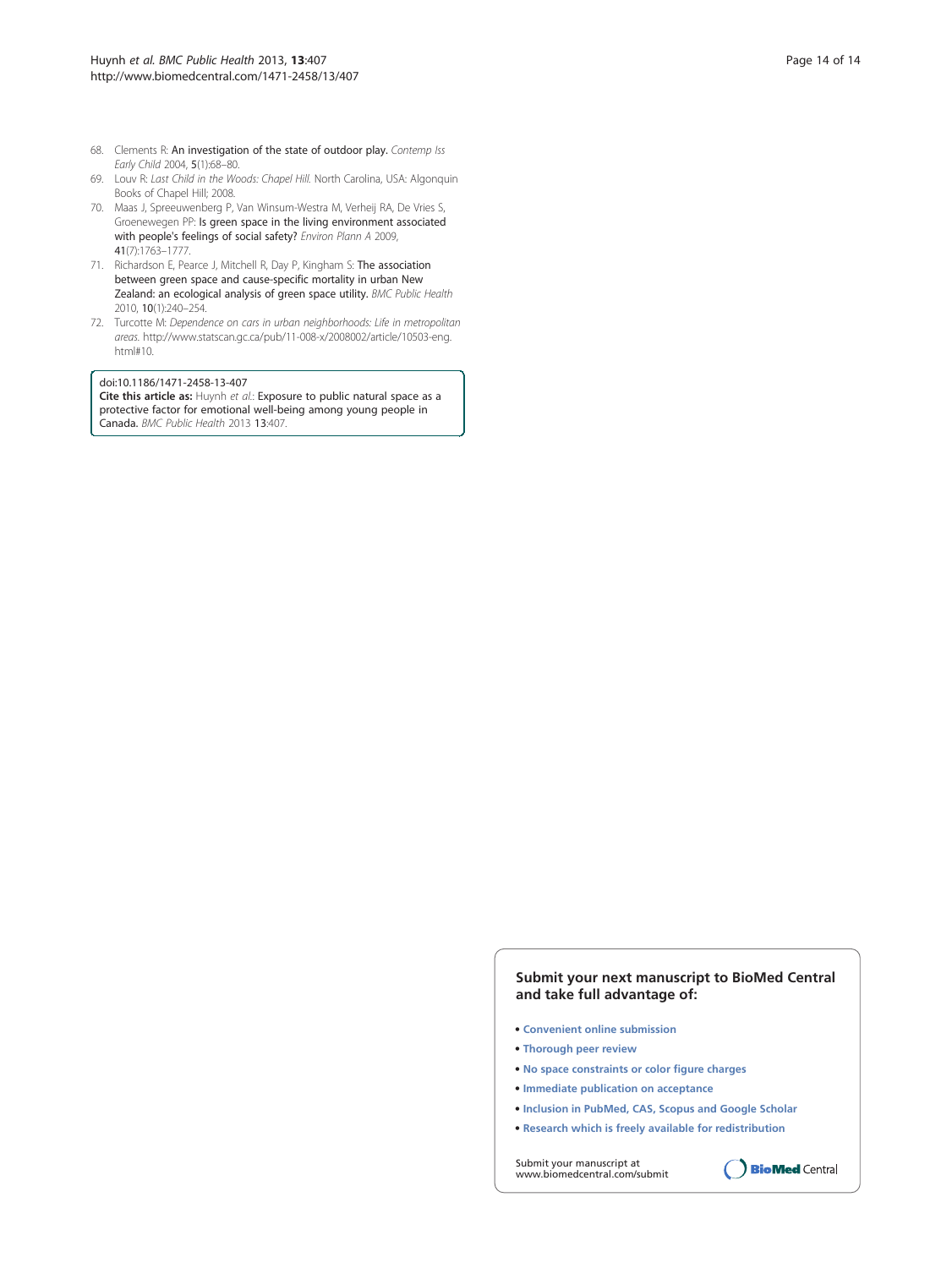68. Clements R: **An investigation of the state of outdoor play.** *Contemp Iss Early Child* 2004, **5**(1):68–80.
69. Louv R: *Last Child in the Woods: Chapel Hill.* North Carolina, USA: Algonquin Books of Chapel Hill; 2008.
70. Maas J, Spreeuwenberg P, Van Winsum-Westra M, Verheij RA, De Vries S, Groenewegen PP: **Is green space in the living environment associated with people's feelings of social safety?** *Environ Plann A* 2009, **41**(7):1763–1777.
71. Richardson E, Pearce J, Mitchell R, Day P, Kingham S: **The association between green space and cause-specific mortality in urban New Zealand: an ecological analysis of green space utility.** *BMC Public Health* 2010, **10**(1):240–254.
72. Turcotte M: *Dependence on cars in urban neighborhoods: Life in metropolitan areas.* http://www.statscan.gc.ca/pub/11-008-x/2008002/article/10503-eng.html#10.

doi:10.1186/1471-2458-13-407
**Cite this article as:** Huynh *et al.*: Exposure to public natural space as a protective factor for emotional well-being among young people in Canada. *BMC Public Health* 2013 **13**:407.

**Submit your next manuscript to BioMed Central and take full advantage of:**

- **Convenient online submission**
- **Thorough peer review**
- **No space constraints or color figure charges**
- **Immediate publication on acceptance**
- **Inclusion in PubMed, CAS, Scopus and Google Scholar**
- **Research which is freely available for redistribution**

Submit your manuscript at
www.biomedcentral.com/submit

BioMed Central